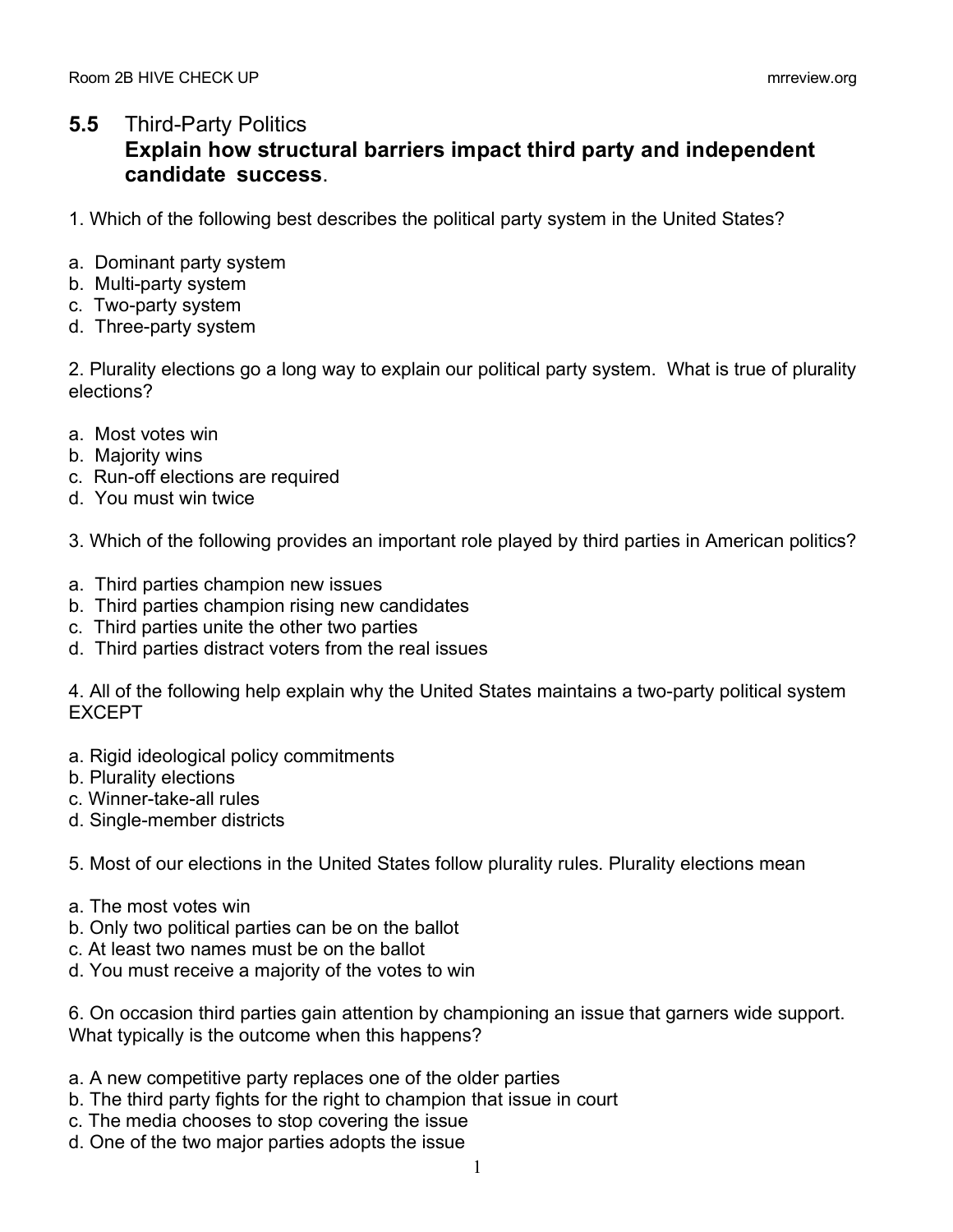## 5.5 Third-Party Politics

### Explain how structural barriers impact third party and independent candidate success.

1. Which of the following best describes the political party system in the United States?

a. Dominant party system
b. Multi-party system
c. Two-party system
d. Three-party system

2. Plurality elections go a long way to explain our political party system. What is true of plurality elections?

a. Most votes win
b. Majority wins
c. Run-off elections are required
d. You must win twice

3. Which of the following provides an important role played by third parties in American politics?

a. Third parties champion new issues
b. Third parties champion rising new candidates
c. Third parties unite the other two parties
d. Third parties distract voters from the real issues

4. All of the following help explain why the United States maintains a two-party political system EXCEPT

a. Rigid ideological policy commitments
b. Plurality elections
c. Winner-take-all rules
d. Single-member districts

5. Most of our elections in the United States follow plurality rules. Plurality elections mean

a. The most votes win
b. Only two political parties can be on the ballot
c. At least two names must be on the ballot
d. You must receive a majority of the votes to win

6. On occasion third parties gain attention by championing an issue that garners wide support. What typically is the outcome when this happens?

a. A new competitive party replaces one of the older parties
b. The third party fights for the right to champion that issue in court
c. The media chooses to stop covering the issue
d. One of the two major parties adopts the issue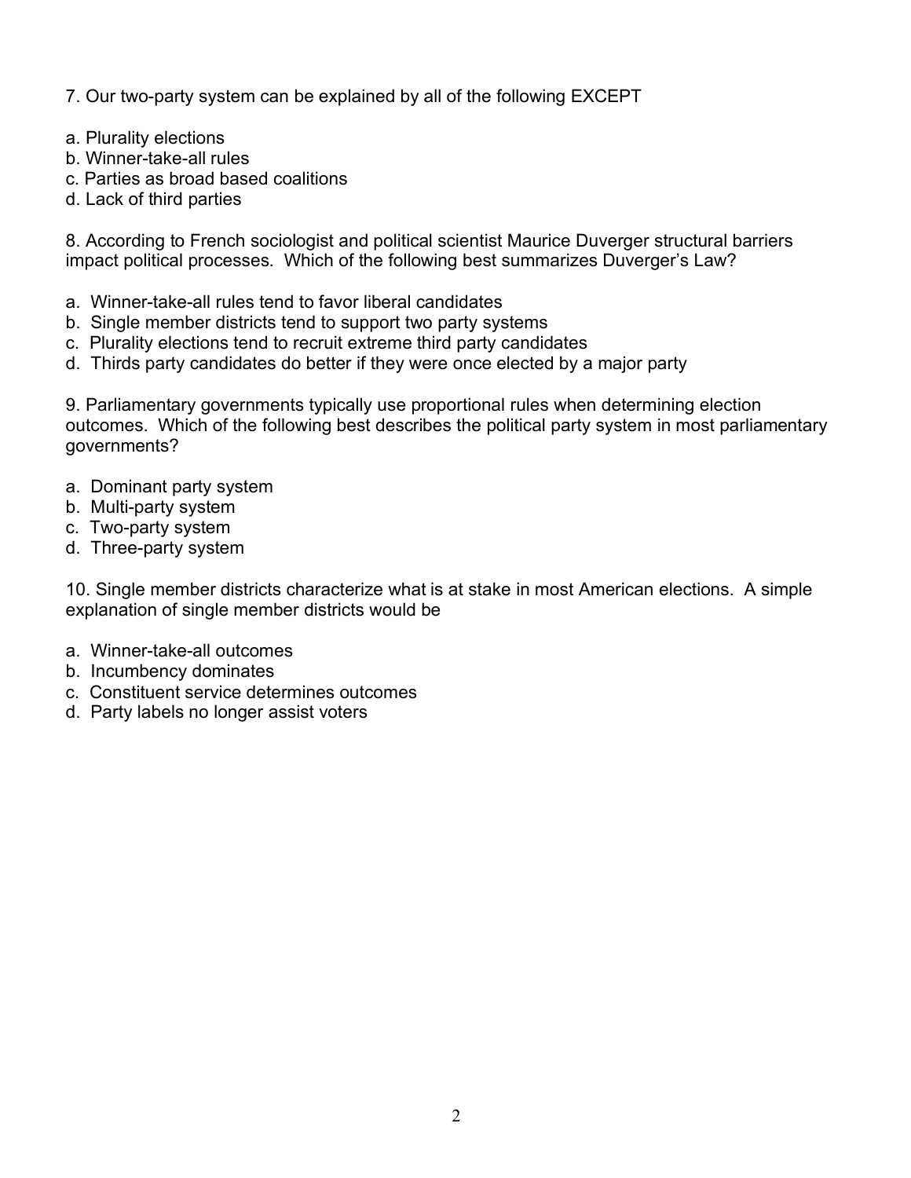7. Our two-party system can be explained by all of the following EXCEPT

a. Plurality elections
b. Winner-take-all rules
c. Parties as broad based coalitions
d. Lack of third parties

8. According to French sociologist and political scientist Maurice Duverger structural barriers impact political processes. Which of the following best summarizes Duverger's Law?

a. Winner-take-all rules tend to favor liberal candidates
b. Single member districts tend to support two party systems
c. Plurality elections tend to recruit extreme third party candidates
d. Thirds party candidates do better if they were once elected by a major party

9. Parliamentary governments typically use proportional rules when determining election outcomes. Which of the following best describes the political party system in most parliamentary governments?

a. Dominant party system
b. Multi-party system
c. Two-party system
d. Three-party system

10. Single member districts characterize what is at stake in most American elections. A simple explanation of single member districts would be

a. Winner-take-all outcomes
b. Incumbency dominates
c. Constituent service determines outcomes
d. Party labels no longer assist voters